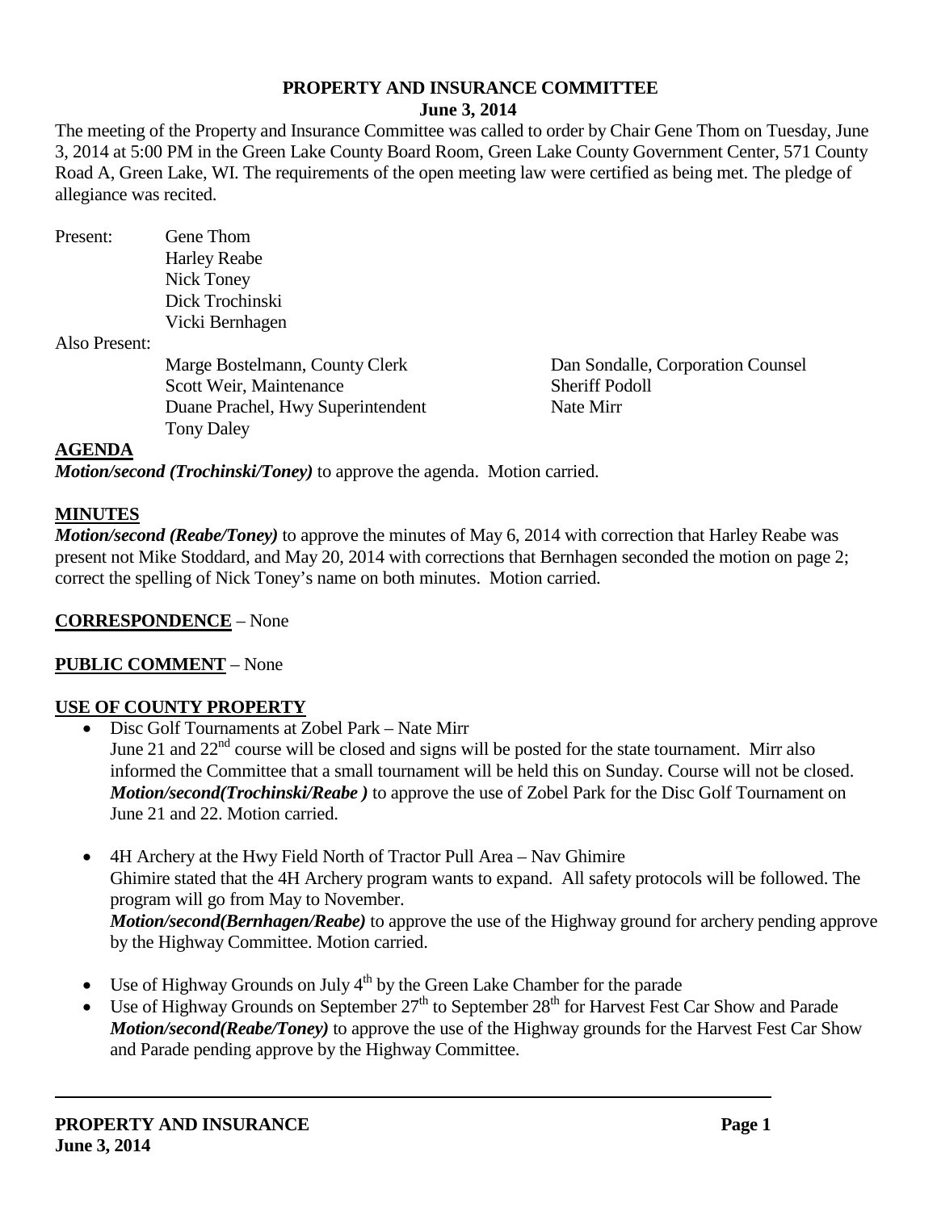# PROPERTY AND INSURANCE COMMITTEE

**June 3, 2014**

The meeting of the Property and Insurance Committee was called to order by Chair Gene Thom on Tuesday, June 3, 2014 at 5:00 PM in the Green Lake County Board Room, Green Lake County Government Center, 571 County Road A, Green Lake, WI. The requirements of the open meeting law were certified as being met. The pledge of allegiance was recited.

Present:
- Gene Thom
- Harley Reabe
- Nick Toney
- Dick Trochinski
- Vicki Bernhagen

Also Present:
- Marge Bostelmann, County Clerk
- Scott Weir, Maintenance
- Duane Prachel, Hwy Superintendent
- Tony Daley
- Dan Sondalle, Corporation Counsel
- Sheriff Podoll
- Nate Mirr

## AGENDA

***Motion/second (Trochinski/Toney)*** to approve the agenda. Motion carried.

## MINUTES

***Motion/second (Reabe/Toney)*** to approve the minutes of May 6, 2014 with correction that Harley Reabe was present not Mike Stoddard, and May 20, 2014 with corrections that Bernhagen seconded the motion on page 2; correct the spelling of Nick Toney's name on both minutes. Motion carried.

## CORRESPONDENCE – None

## PUBLIC COMMENT – None

## USE OF COUNTY PROPERTY

- Disc Golf Tournaments at Zobel Park – Nate Mirr
  June 21 and 22nd course will be closed and signs will be posted for the state tournament. Mirr also informed the Committee that a small tournament will be held this on Sunday. Course will not be closed.
  ***Motion/second(Trochinski/Reabe )*** to approve the use of Zobel Park for the Disc Golf Tournament on June 21 and 22. Motion carried.

- 4H Archery at the Hwy Field North of Tractor Pull Area – Nav Ghimire
  Ghimire stated that the 4H Archery program wants to expand. All safety protocols will be followed. The program will go from May to November.
  ***Motion/second(Bernhagen/Reabe)*** to approve the use of the Highway ground for archery pending approve by the Highway Committee. Motion carried.

- Use of Highway Grounds on July 4th by the Green Lake Chamber for the parade
- Use of Highway Grounds on September 27th to September 28th for Harvest Fest Car Show and Parade
  ***Motion/second(Reabe/Toney)*** to approve the use of the Highway grounds for the Harvest Fest Car Show and Parade pending approve by the Highway Committee.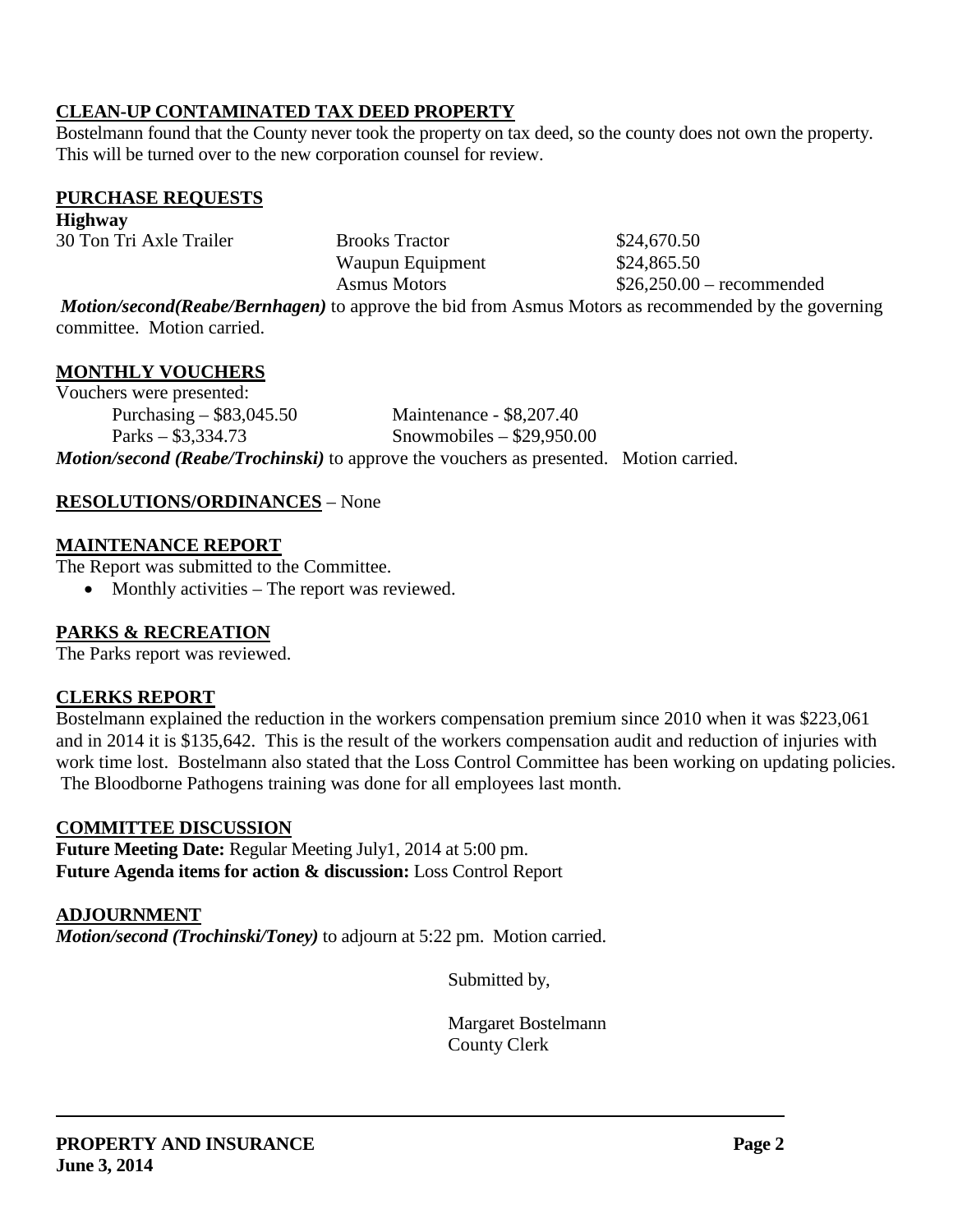## CLEAN-UP CONTAMINATED TAX DEED PROPERTY

Bostelmann found that the County never took the property on tax deed, so the county does not own the property. This will be turned over to the new corporation counsel for review.

## PURCHASE REQUESTS

**Highway**

| | | |
|---|---|---|
| 30 Ton Tri Axle Trailer | Brooks Tractor | $24,670.50 |
| | Waupun Equipment | $24,865.50 |
| | Asmus Motors | $26,250.00 – recommended |

***Motion/second(Reabe/Bernhagen)*** to approve the bid from Asmus Motors as recommended by the governing committee. Motion carried.

## MONTHLY VOUCHERS

Vouchers were presented:

| | |
|---|---|
| Purchasing – $83,045.50 | Maintenance - $8,207.40 |
| Parks – $3,334.73 | Snowmobiles – $29,950.00 |

***Motion/second (Reabe/Trochinski)*** to approve the vouchers as presented. Motion carried.

## RESOLUTIONS/ORDINANCES – None

## MAINTENANCE REPORT

The Report was submitted to the Committee.

- Monthly activities – The report was reviewed.

## PARKS & RECREATION

The Parks report was reviewed.

## CLERKS REPORT

Bostelmann explained the reduction in the workers compensation premium since 2010 when it was $223,061 and in 2014 it is $135,642. This is the result of the workers compensation audit and reduction of injuries with work time lost. Bostelmann also stated that the Loss Control Committee has been working on updating policies. The Bloodborne Pathogens training was done for all employees last month.

## COMMITTEE DISCUSSION

**Future Meeting Date:** Regular Meeting July1, 2014 at 5:00 pm.
**Future Agenda items for action & discussion:** Loss Control Report

## ADJOURNMENT

***Motion/second (Trochinski/Toney)*** to adjourn at 5:22 pm. Motion carried.

Submitted by,

Margaret Bostelmann
County Clerk